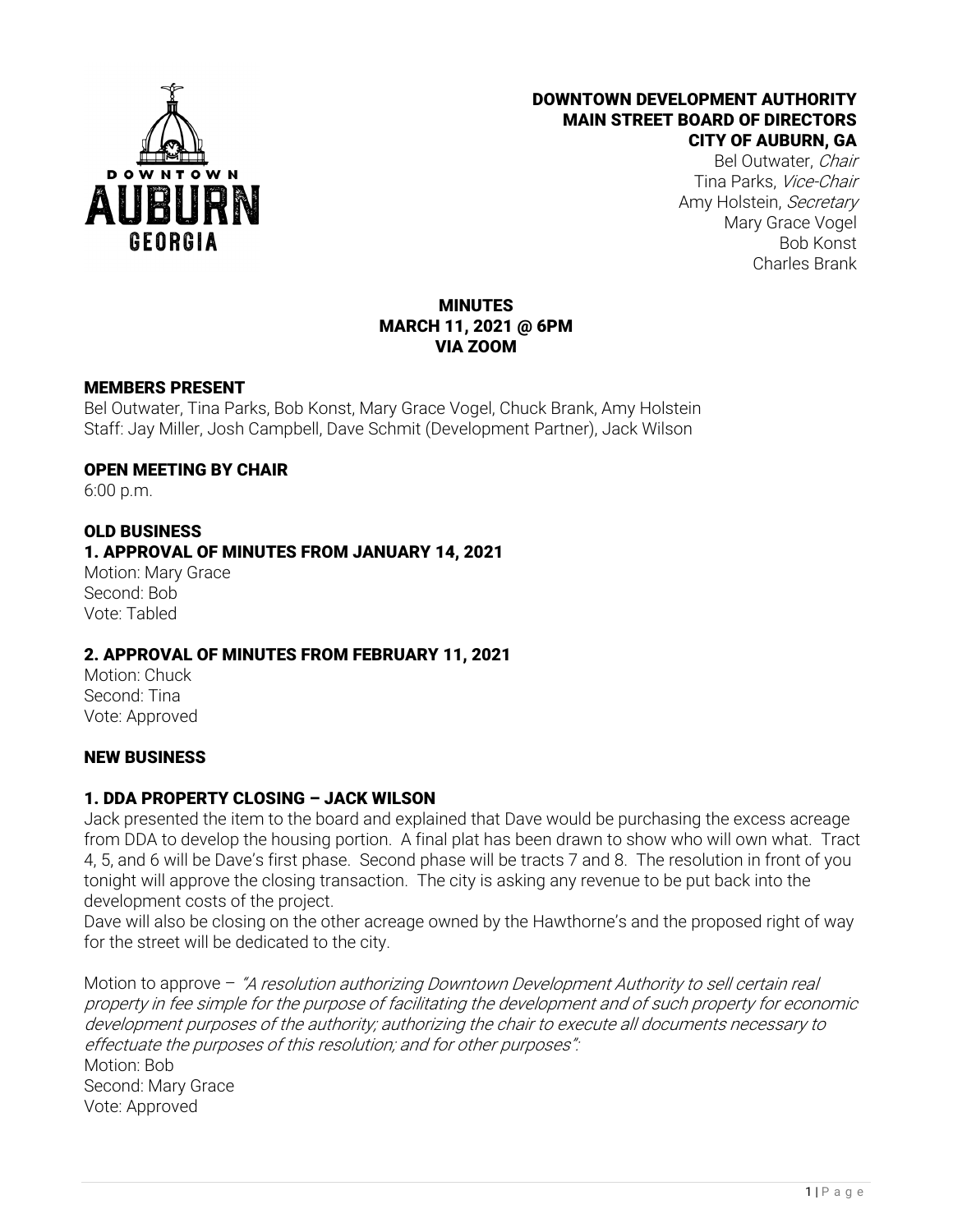# DOWNTOWN DEVELOPMENT AUTHORITY
## MAIN STREET BOARD OF DIRECTORS
## CITY OF AUBURN, GA

Bel Outwater, *Chair*
Tina Parks, *Vice-Chair*
Amy Holstein, *Secretary*
Mary Grace Vogel
Bob Konst
Charles Brank

## MINUTES
## MARCH 11, 2021 @ 6PM
## VIA ZOOM

### MEMBERS PRESENT

Bel Outwater, Tina Parks, Bob Konst, Mary Grace Vogel, Chuck Brank, Amy Holstein
Staff: Jay Miller, Josh Campbell, Dave Schmit (Development Partner), Jack Wilson

### OPEN MEETING BY CHAIR

6:00 p.m.

### OLD BUSINESS

### 1. APPROVAL OF MINUTES FROM JANUARY 14, 2021

Motion: Mary Grace
Second: Bob
Vote: Tabled

### 2. APPROVAL OF MINUTES FROM FEBRUARY 11, 2021

Motion: Chuck
Second: Tina
Vote: Approved

### NEW BUSINESS

### 1. DDA PROPERTY CLOSING – JACK WILSON

Jack presented the item to the board and explained that Dave would be purchasing the excess acreage from DDA to develop the housing portion. A final plat has been drawn to show who will own what. Tract 4, 5, and 6 will be Dave's first phase. Second phase will be tracts 7 and 8. The resolution in front of you tonight will approve the closing transaction. The city is asking any revenue to be put back into the development costs of the project.

Dave will also be closing on the other acreage owned by the Hawthorne's and the proposed right of way for the street will be dedicated to the city.

Motion to approve – *"A resolution authorizing Downtown Development Authority to sell certain real property in fee simple for the purpose of facilitating the development and of such property for economic development purposes of the authority; authorizing the chair to execute all documents necessary to effectuate the purposes of this resolution; and for other purposes":*

Motion: Bob
Second: Mary Grace
Vote: Approved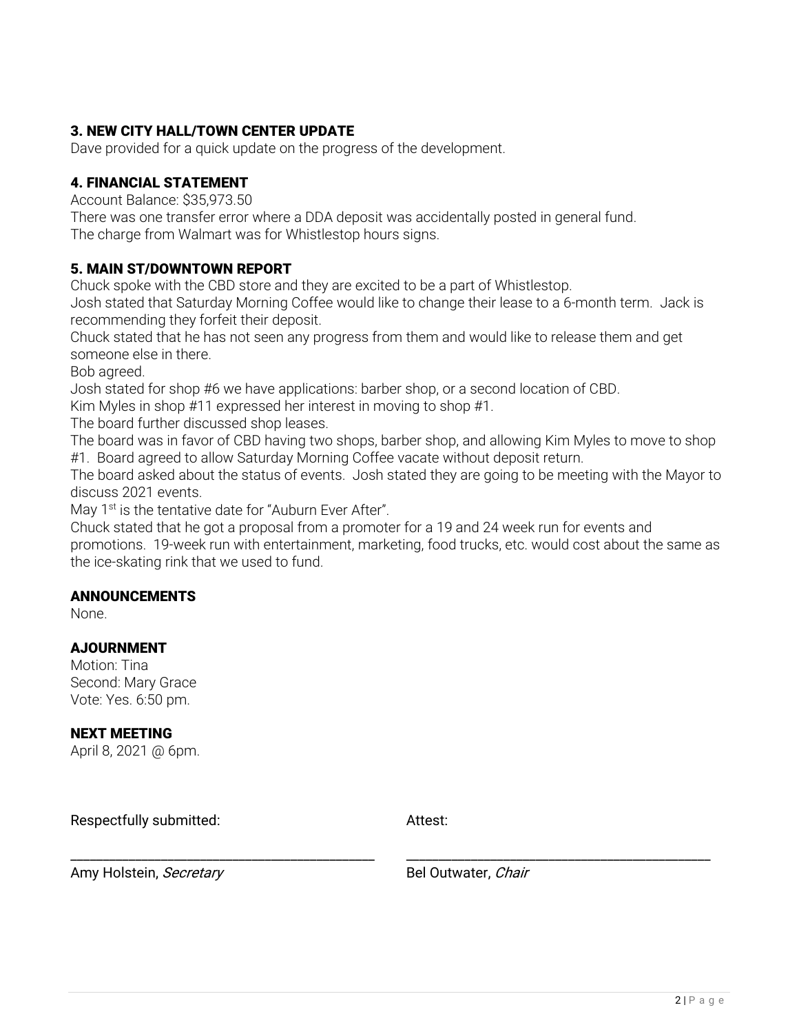## 3. NEW CITY HALL/TOWN CENTER UPDATE

Dave provided for a quick update on the progress of the development.

## 4. FINANCIAL STATEMENT

Account Balance: $35,973.50
There was one transfer error where a DDA deposit was accidentally posted in general fund.
The charge from Walmart was for Whistlestop hours signs.

## 5. MAIN ST/DOWNTOWN REPORT

Chuck spoke with the CBD store and they are excited to be a part of Whistlestop.
Josh stated that Saturday Morning Coffee would like to change their lease to a 6-month term. Jack is recommending they forfeit their deposit.
Chuck stated that he has not seen any progress from them and would like to release them and get someone else in there.
Bob agreed.
Josh stated for shop #6 we have applications: barber shop, or a second location of CBD.
Kim Myles in shop #11 expressed her interest in moving to shop #1.
The board further discussed shop leases.
The board was in favor of CBD having two shops, barber shop, and allowing Kim Myles to move to shop #1. Board agreed to allow Saturday Morning Coffee vacate without deposit return.
The board asked about the status of events. Josh stated they are going to be meeting with the Mayor to discuss 2021 events.
May 1st is the tentative date for "Auburn Ever After".
Chuck stated that he got a proposal from a promoter for a 19 and 24 week run for events and promotions. 19-week run with entertainment, marketing, food trucks, etc. would cost about the same as the ice-skating rink that we used to fund.

## ANNOUNCEMENTS

None.

## AJOURNMENT

Motion: Tina
Second: Mary Grace
Vote: Yes. 6:50 pm.

## NEXT MEETING

April 8, 2021 @ 6pm.

Respectfully submitted:

\_\_\_\_\_\_\_\_\_\_\_\_\_\_\_\_\_\_\_\_\_\_\_\_\_\_\_\_\_\_\_\_\_\_\_\_\_\_\_\_

Amy Holstein, *Secretary*

Attest:

\_\_\_\_\_\_\_\_\_\_\_\_\_\_\_\_\_\_\_\_\_\_\_\_\_\_\_\_\_\_\_\_\_\_\_\_\_\_\_\_

Bel Outwater, *Chair*